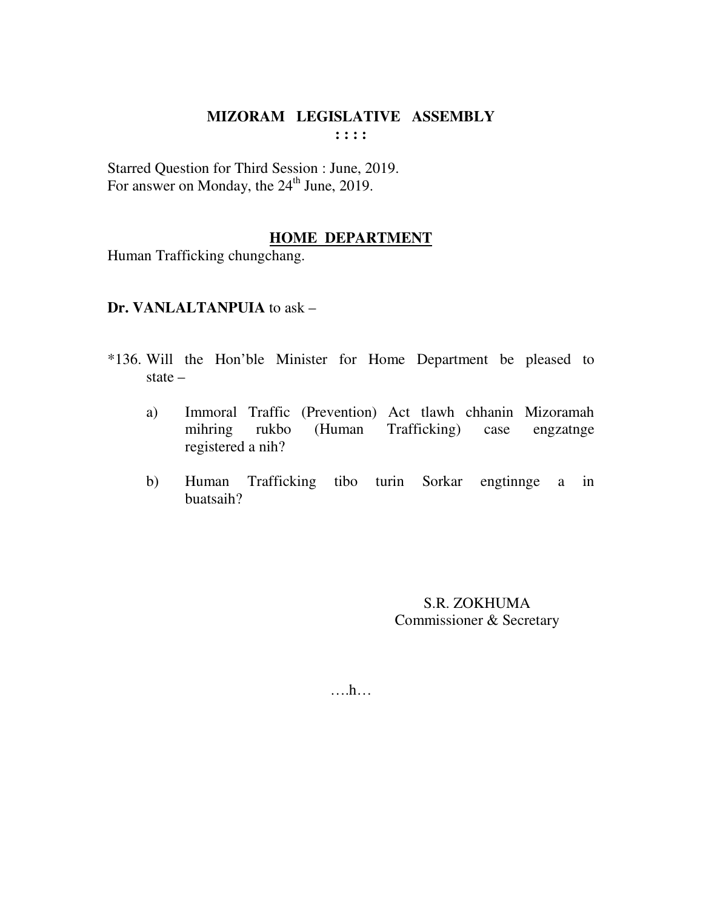# MIZORAM LEGISLATIVE ASSEMBLY

**: : : :**

Starred Question for Third Session : June, 2019.
For answer on Monday, the 24th June, 2019.

## HOME DEPARTMENT

Human Trafficking chungchang.

**Dr. VANLALTANPUIA** to ask –

*136. Will the Hon'ble Minister for Home Department be pleased to state –

a) Immoral Traffic (Prevention) Act tlawh chhanin Mizoramah mihring rukbo (Human Trafficking) case engzatnge registered a nih?

b) Human Trafficking tibo turin Sorkar engtinnge a in buatsaih?

S.R. ZOKHUMA
Commissioner & Secretary

….h…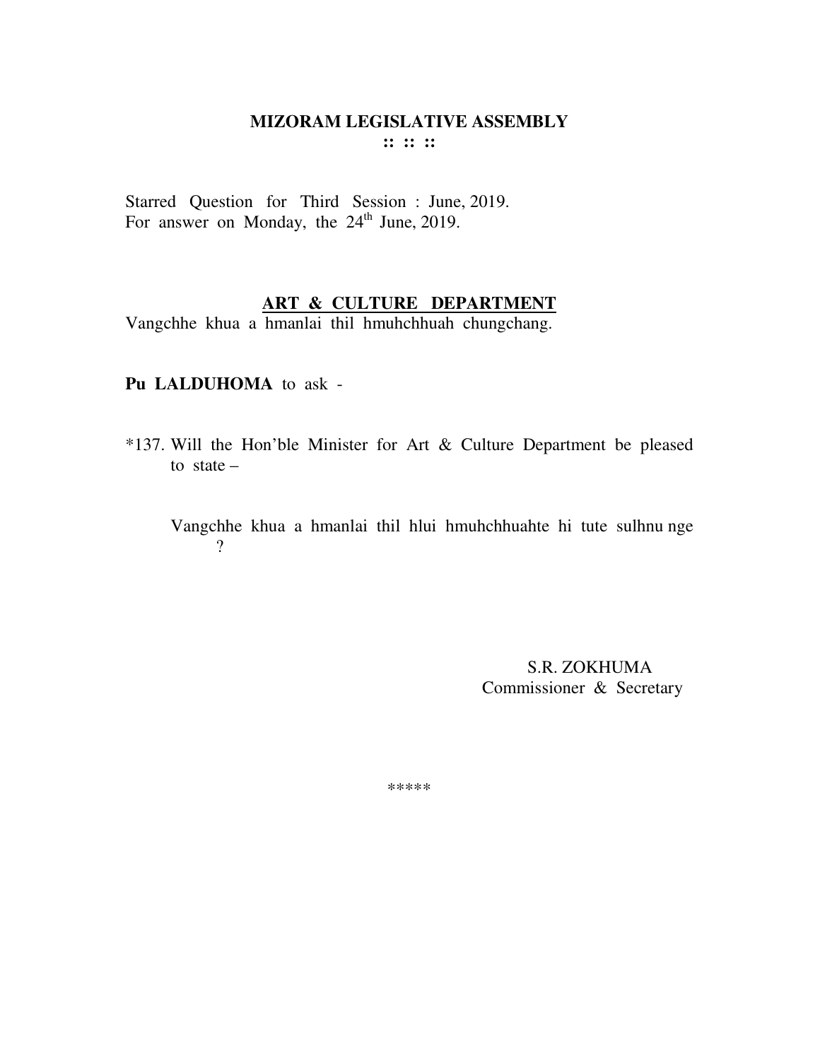# MIZORAM LEGISLATIVE ASSEMBLY

**:: :: ::**

Starred Question for Third Session : June, 2019.
For answer on Monday, the 24th June, 2019.

## ART & CULTURE DEPARTMENT

Vangchhe khua a hmanlai thil hmuhchhuah chungchang.

**Pu LALDUHOMA** to ask -

*137. Will the Hon'ble Minister for Art & Culture Department be pleased to state –

Vangchhe khua a hmanlai thil hlui hmuhchhuahte hi tute sulhnu nge ?

S.R. ZOKHUMA
Commissioner & Secretary

*****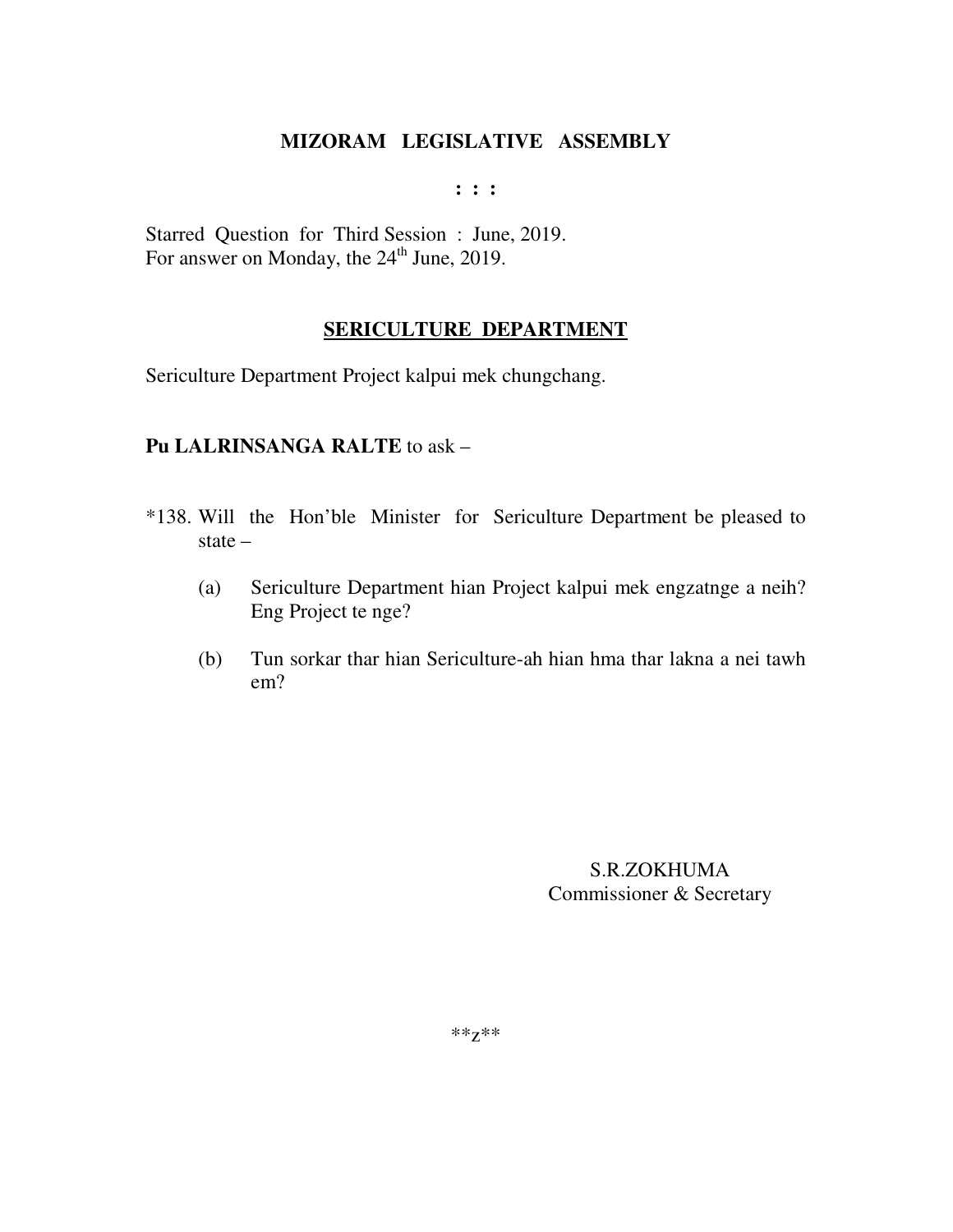# MIZORAM LEGISLATIVE ASSEMBLY

: : :

Starred Question for Third Session : June, 2019.
For answer on Monday, the 24th June, 2019.

## SERICULTURE DEPARTMENT

Sericulture Department Project kalpui mek chungchang.

**Pu LALRINSANGA RALTE** to ask –

*138. Will the Hon'ble Minister for Sericulture Department be pleased to state –

(a) Sericulture Department hian Project kalpui mek engzatnge a neih? Eng Project te nge?

(b) Tun sorkar thar hian Sericulture-ah hian hma thar lakna a nei tawh em?

S.R.ZOKHUMA
Commissioner & Secretary

**z**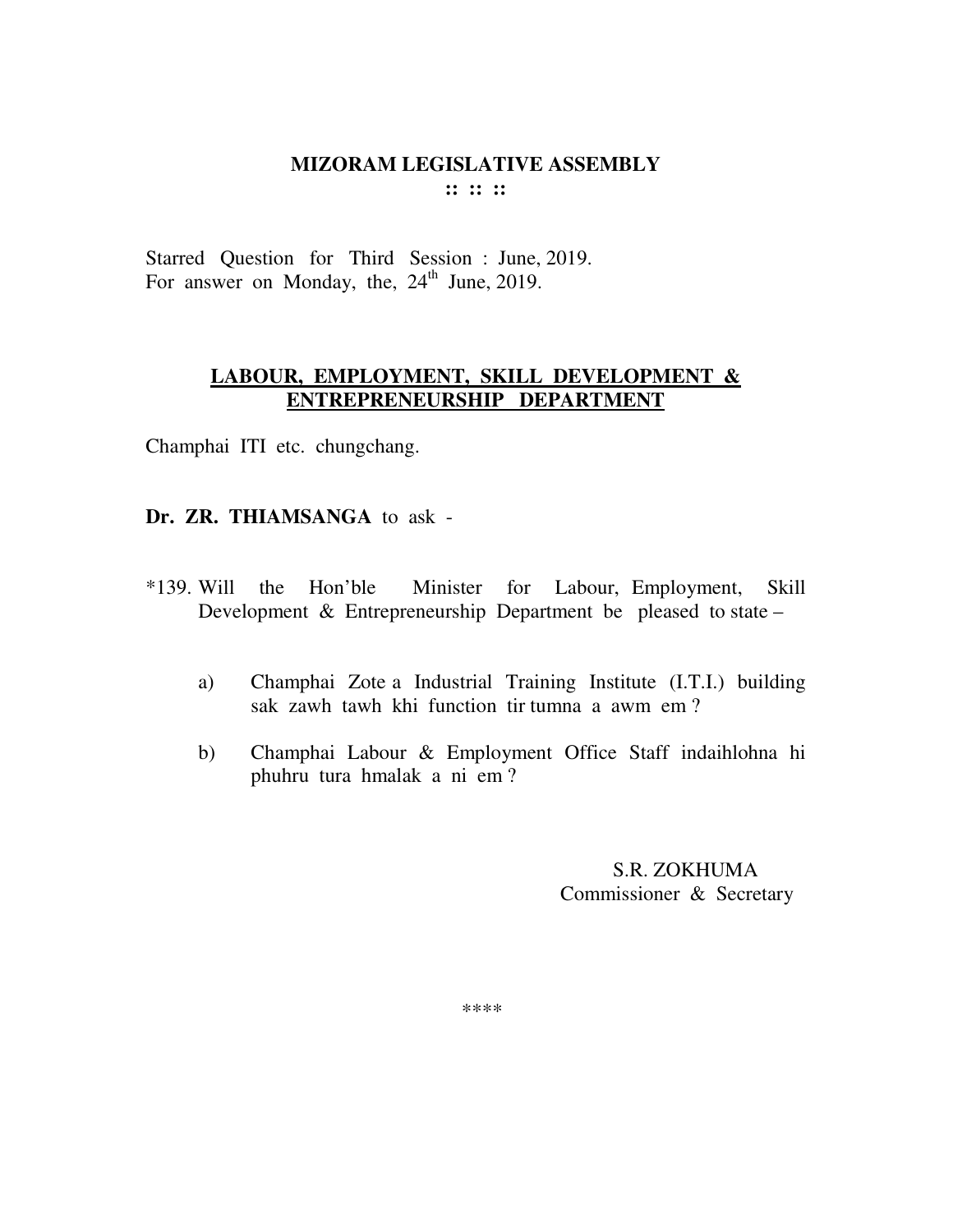# MIZORAM LEGISLATIVE ASSEMBLY

:: :: ::

Starred Question for Third Session : June, 2019.
For answer on Monday, the, 24th June, 2019.

## LABOUR, EMPLOYMENT, SKILL DEVELOPMENT & ENTREPRENEURSHIP DEPARTMENT

Champhai ITI etc. chungchang.

**Dr. ZR. THIAMSANGA** to ask -

*139. Will the Hon'ble Minister for Labour, Employment, Skill Development & Entrepreneurship Department be pleased to state –

a) Champhai Zote a Industrial Training Institute (I.T.I.) building sak zawh tawh khi function tir tumna a awm em ?

b) Champhai Labour & Employment Office Staff indaihlohna hi phuhru tura hmalak a ni em ?

S.R. ZOKHUMA
Commissioner & Secretary

****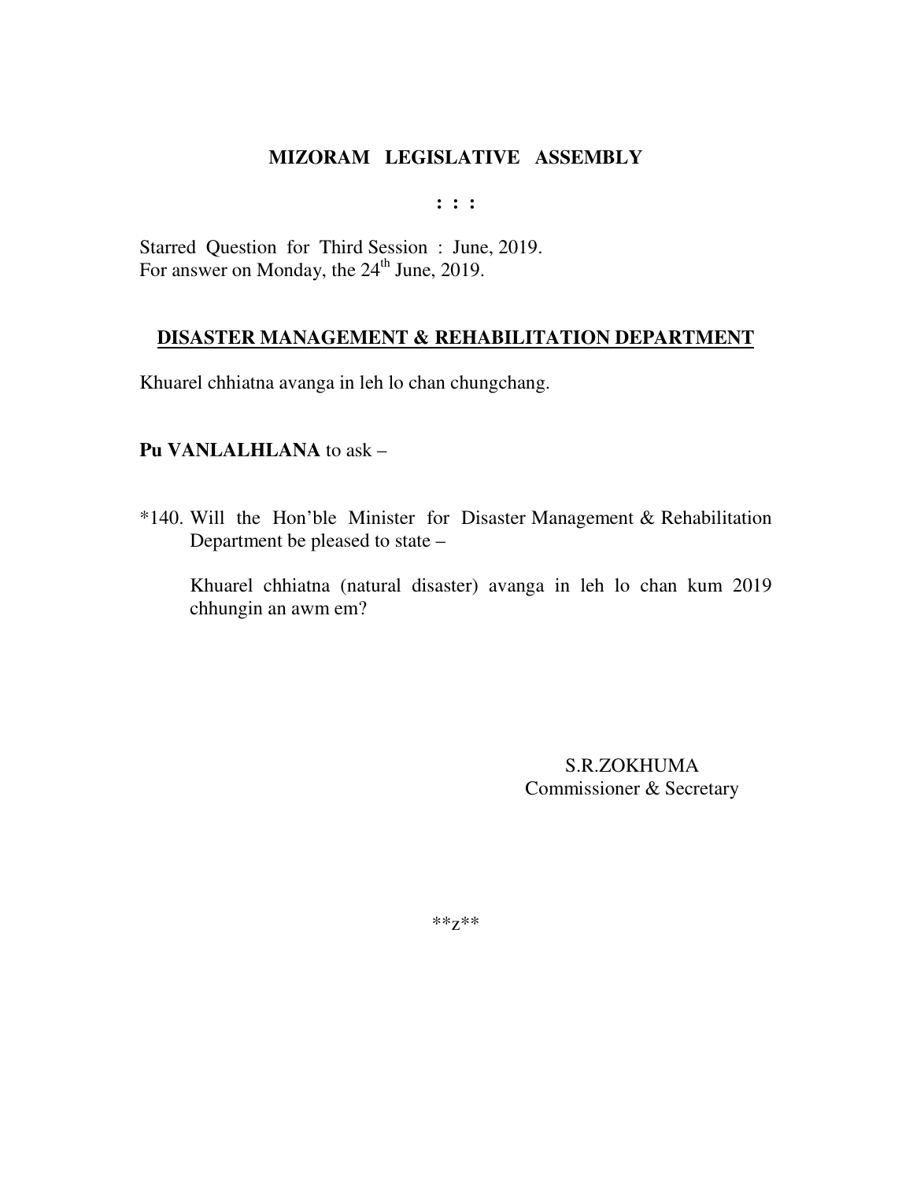# MIZORAM LEGISLATIVE ASSEMBLY

: : :

Starred Question for Third Session : June, 2019.
For answer on Monday, the 24th June, 2019.

## DISASTER MANAGEMENT & REHABILITATION DEPARTMENT

Khuarel chhiatna avanga in leh lo chan chungchang.

**Pu VANLALHLANA** to ask –

*140. Will the Hon'ble Minister for Disaster Management & Rehabilitation Department be pleased to state –

Khuarel chhiatna (natural disaster) avanga in leh lo chan kum 2019 chhungin an awm em?

S.R.ZOKHUMA
Commissioner & Secretary

**z**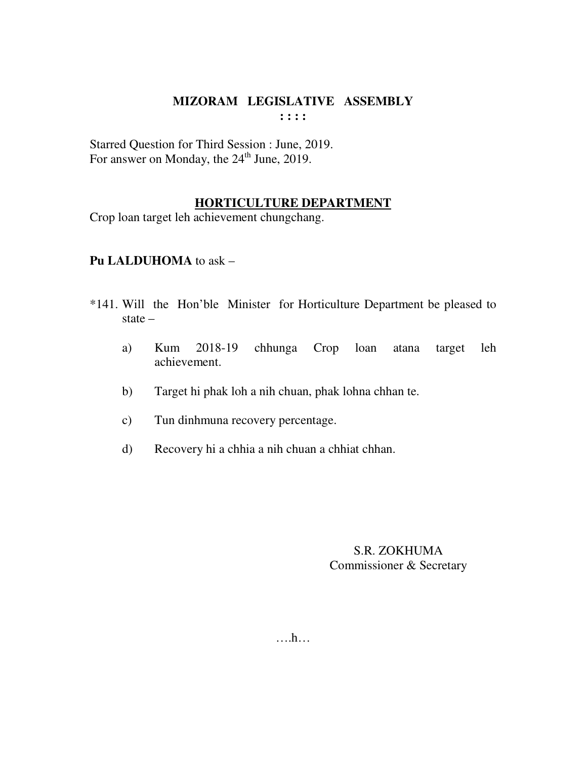# MIZORAM LEGISLATIVE ASSEMBLY

**: : : :**

Starred Question for Third Session : June, 2019.
For answer on Monday, the 24th June, 2019.

## HORTICULTURE DEPARTMENT

Crop loan target leh achievement chungchang.

**Pu LALDUHOMA** to ask –

*141. Will the Hon'ble Minister for Horticulture Department be pleased to state –

a) Kum 2018-19 chhunga Crop loan atana target leh achievement.

b) Target hi phak loh a nih chuan, phak lohna chhan te.

c) Tun dinhmuna recovery percentage.

d) Recovery hi a chhia a nih chuan a chhiat chhan.

S.R. ZOKHUMA
Commissioner & Secretary

….h…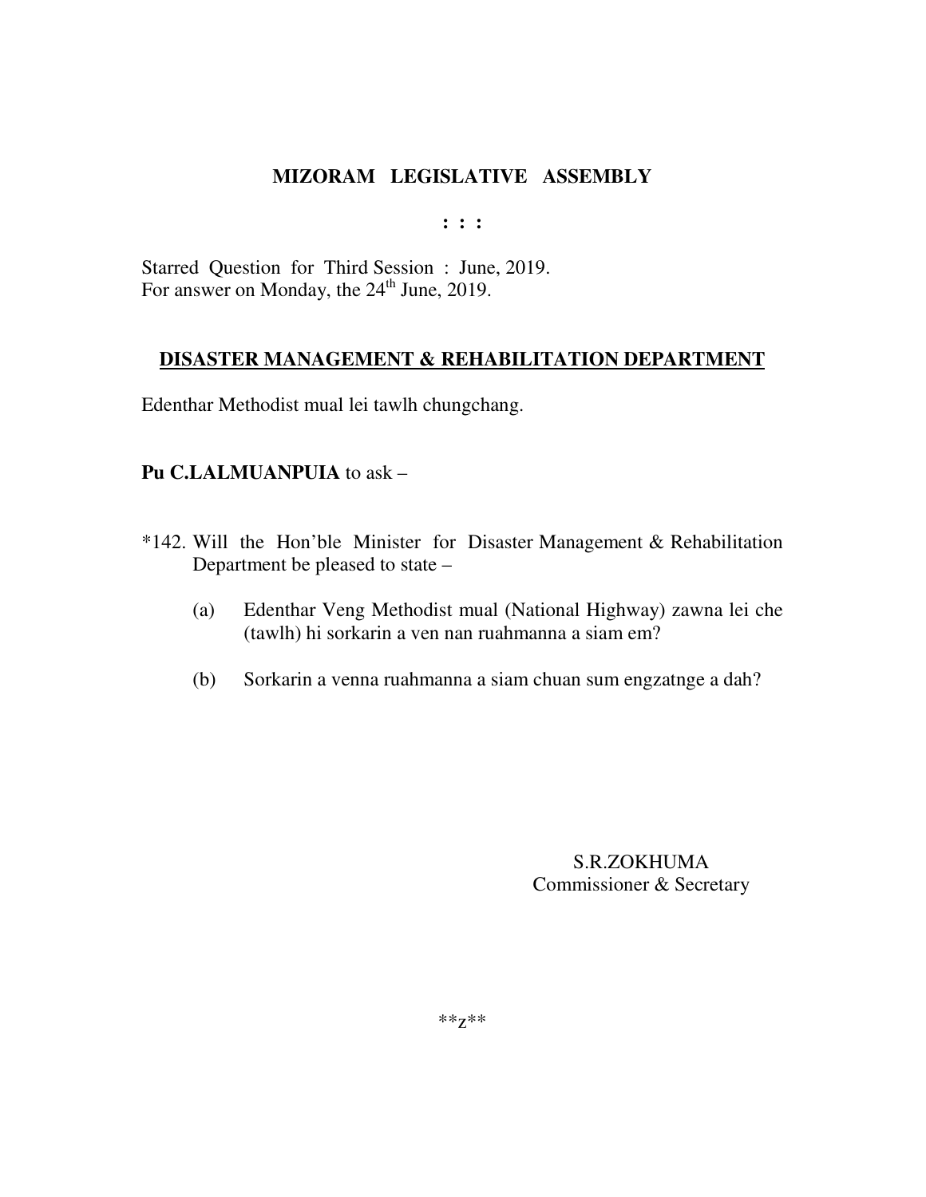# MIZORAM LEGISLATIVE ASSEMBLY

**: : :**

Starred Question for Third Session : June, 2019.
For answer on Monday, the 24th June, 2019.

## DISASTER MANAGEMENT & REHABILITATION DEPARTMENT

Edenthar Methodist mual lei tawlh chungchang.

**Pu C.LALMUANPUIA** to ask –

*142. Will the Hon'ble Minister for Disaster Management & Rehabilitation Department be pleased to state –

(a) Edenthar Veng Methodist mual (National Highway) zawna lei che (tawlh) hi sorkarin a ven nan ruahmanna a siam em?

(b) Sorkarin a venna ruahmanna a siam chuan sum engzatnge a dah?

S.R.ZOKHUMA
Commissioner & Secretary

**z**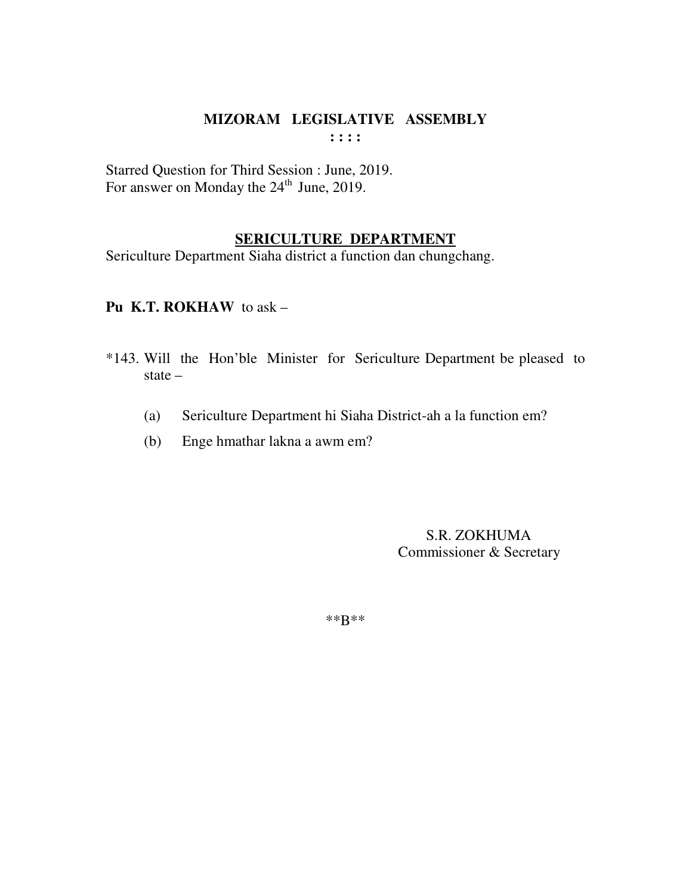# MIZORAM LEGISLATIVE ASSEMBLY

**: : : :**

Starred Question for Third Session : June, 2019.
For answer on Monday the 24th June, 2019.

## SERICULTURE DEPARTMENT

Sericulture Department Siaha district a function dan chungchang.

**Pu K.T. ROKHAW** to ask –

*143. Will the Hon'ble Minister for Sericulture Department be pleased to state –

(a) Sericulture Department hi Siaha District-ah a la function em?

(b) Enge hmathar lakna a awm em?

S.R. ZOKHUMA
Commissioner & Secretary

**B**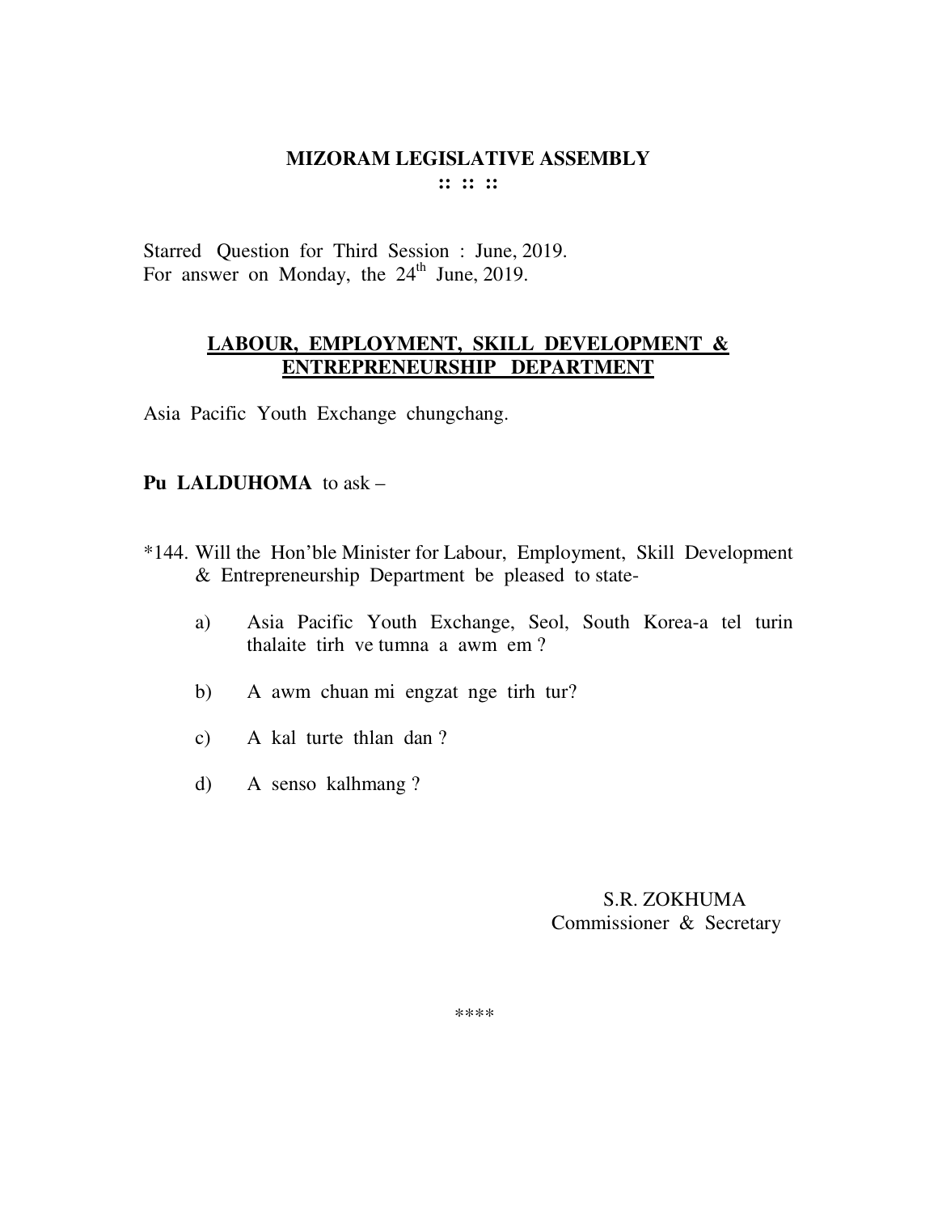# MIZORAM LEGISLATIVE ASSEMBLY

:: :: ::

Starred Question for Third Session : June, 2019.
For answer on Monday, the 24th June, 2019.

## LABOUR, EMPLOYMENT, SKILL DEVELOPMENT & ENTREPRENEURSHIP DEPARTMENT

Asia Pacific Youth Exchange chungchang.

**Pu LALDUHOMA** to ask –

*144. Will the Hon'ble Minister for Labour, Employment, Skill Development & Entrepreneurship Department be pleased to state-

a) Asia Pacific Youth Exchange, Seol, South Korea-a tel turin thalaite tirh ve tumna a awm em ?

b) A awm chuan mi engzat nge tirh tur?

c) A kal turte thlan dan ?

d) A senso kalhmang ?

S.R. ZOKHUMA
Commissioner & Secretary

****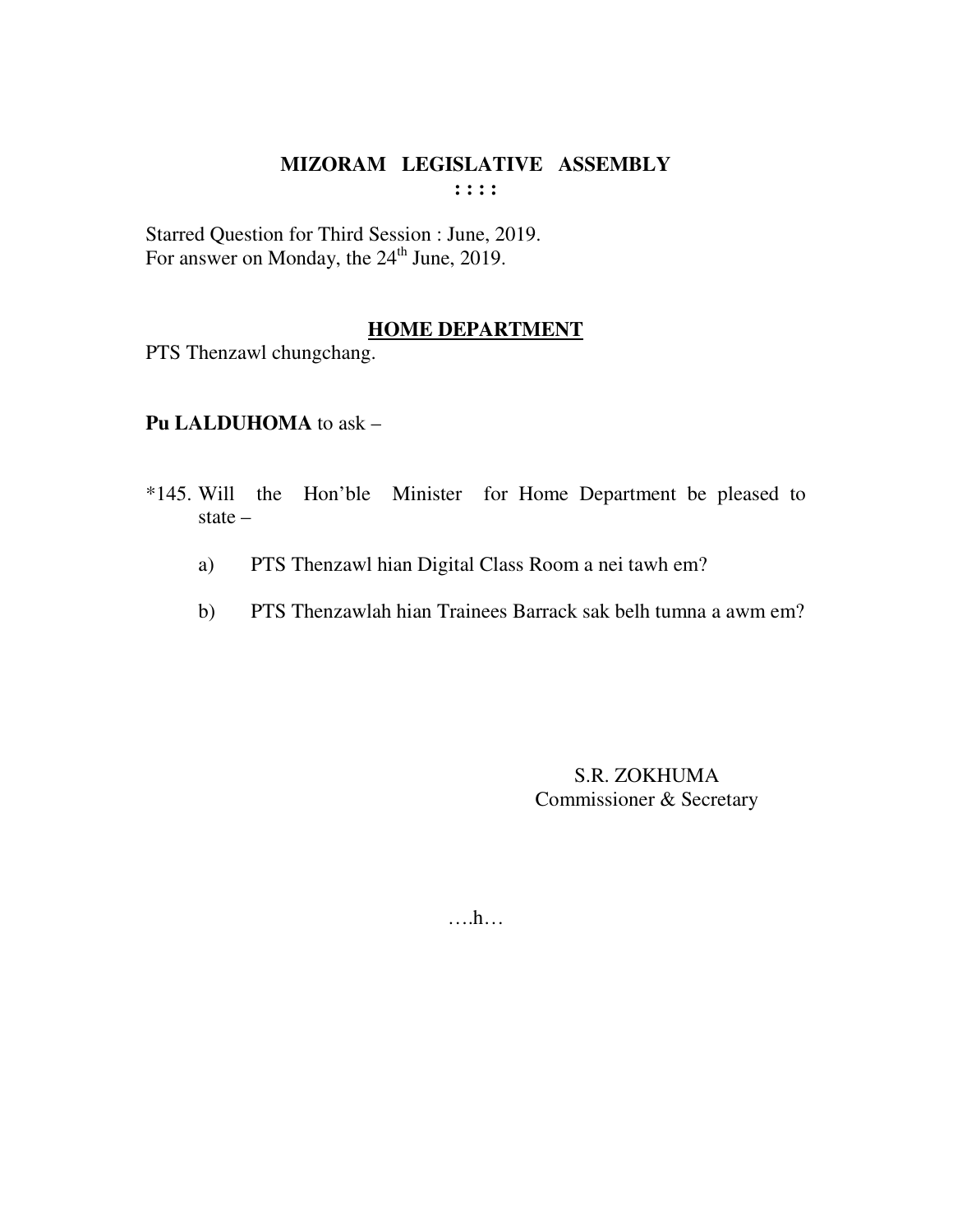## MIZORAM LEGISLATIVE ASSEMBLY

**: : : :**

Starred Question for Third Session : June, 2019.
For answer on Monday, the 24th June, 2019.

### HOME DEPARTMENT

PTS Thenzawl chungchang.

**Pu LALDUHOMA** to ask –

*145. Will the Hon'ble Minister for Home Department be pleased to state –

a) PTS Thenzawl hian Digital Class Room a nei tawh em?

b) PTS Thenzawlah hian Trainees Barrack sak belh tumna a awm em?

S.R. ZOKHUMA
Commissioner & Secretary

….h…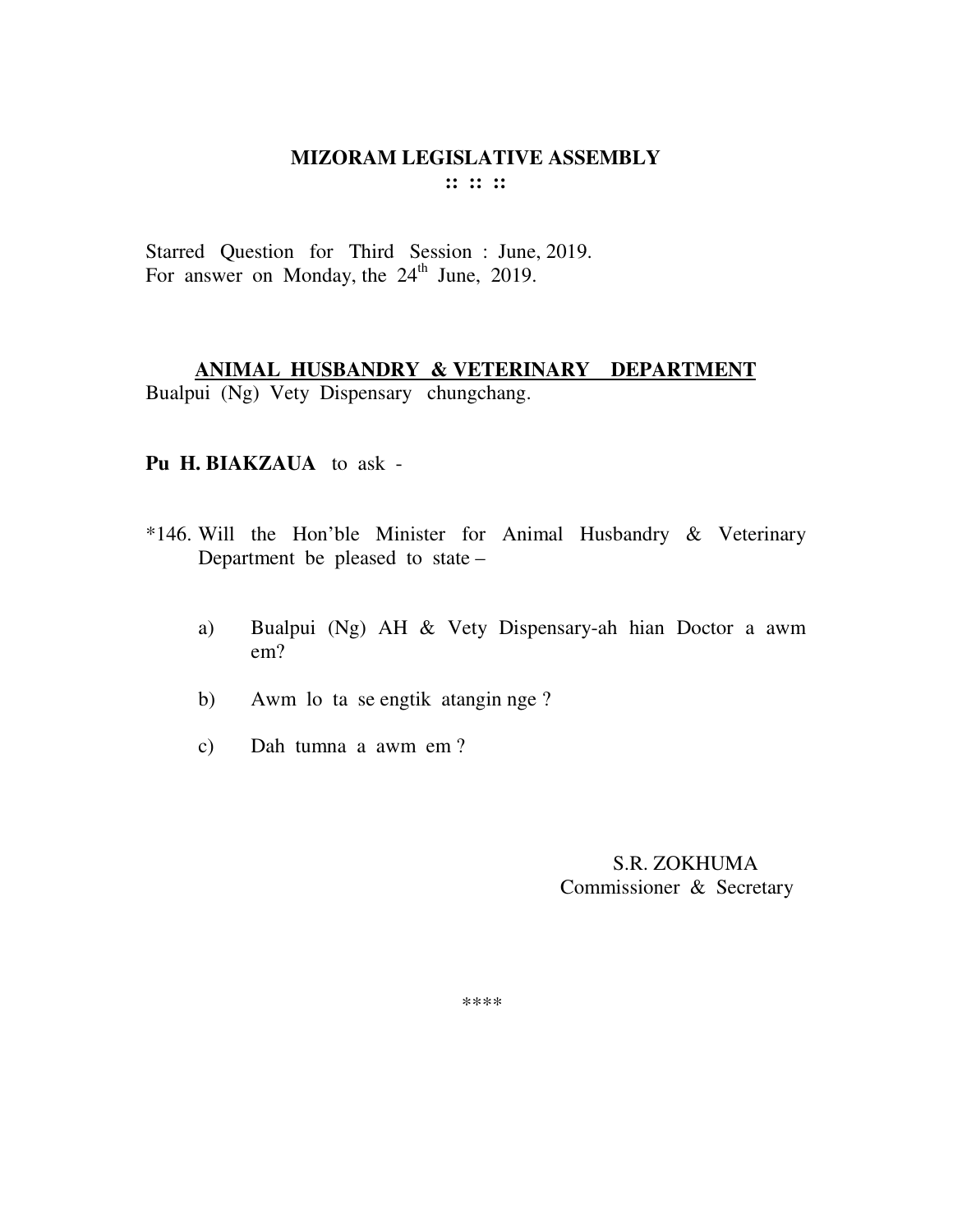# MIZORAM LEGISLATIVE ASSEMBLY

:: :: ::

Starred Question for Third Session : June, 2019.
For answer on Monday, the 24th June, 2019.

## ANIMAL HUSBANDRY & VETERINARY DEPARTMENT

Bualpui (Ng) Vety Dispensary chungchang.

**Pu H. BIAKZAUA** to ask -

*146. Will the Hon'ble Minister for Animal Husbandry & Veterinary Department be pleased to state –

a) Bualpui (Ng) AH & Vety Dispensary-ah hian Doctor a awm em?

b) Awm lo ta se engtik atangin nge ?

c) Dah tumna a awm em ?

S.R. ZOKHUMA
Commissioner & Secretary

****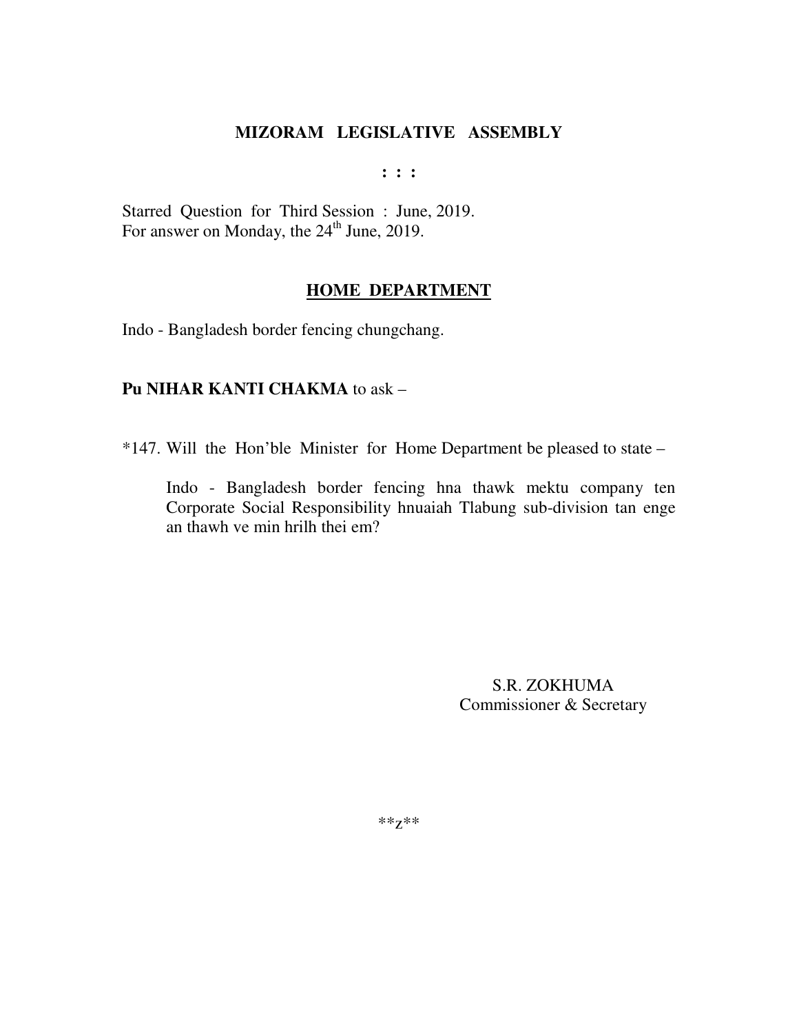# MIZORAM LEGISLATIVE ASSEMBLY

: : :

Starred Question for Third Session : June, 2019.
For answer on Monday, the 24th June, 2019.

## HOME DEPARTMENT

Indo - Bangladesh border fencing chungchang.

**Pu NIHAR KANTI CHAKMA** to ask –

*147. Will the Hon'ble Minister for Home Department be pleased to state –

Indo - Bangladesh border fencing hna thawk mektu company ten Corporate Social Responsibility hnuaiah Tlabung sub-division tan enge an thawh ve min hrilh thei em?

S.R. ZOKHUMA
Commissioner & Secretary

**z**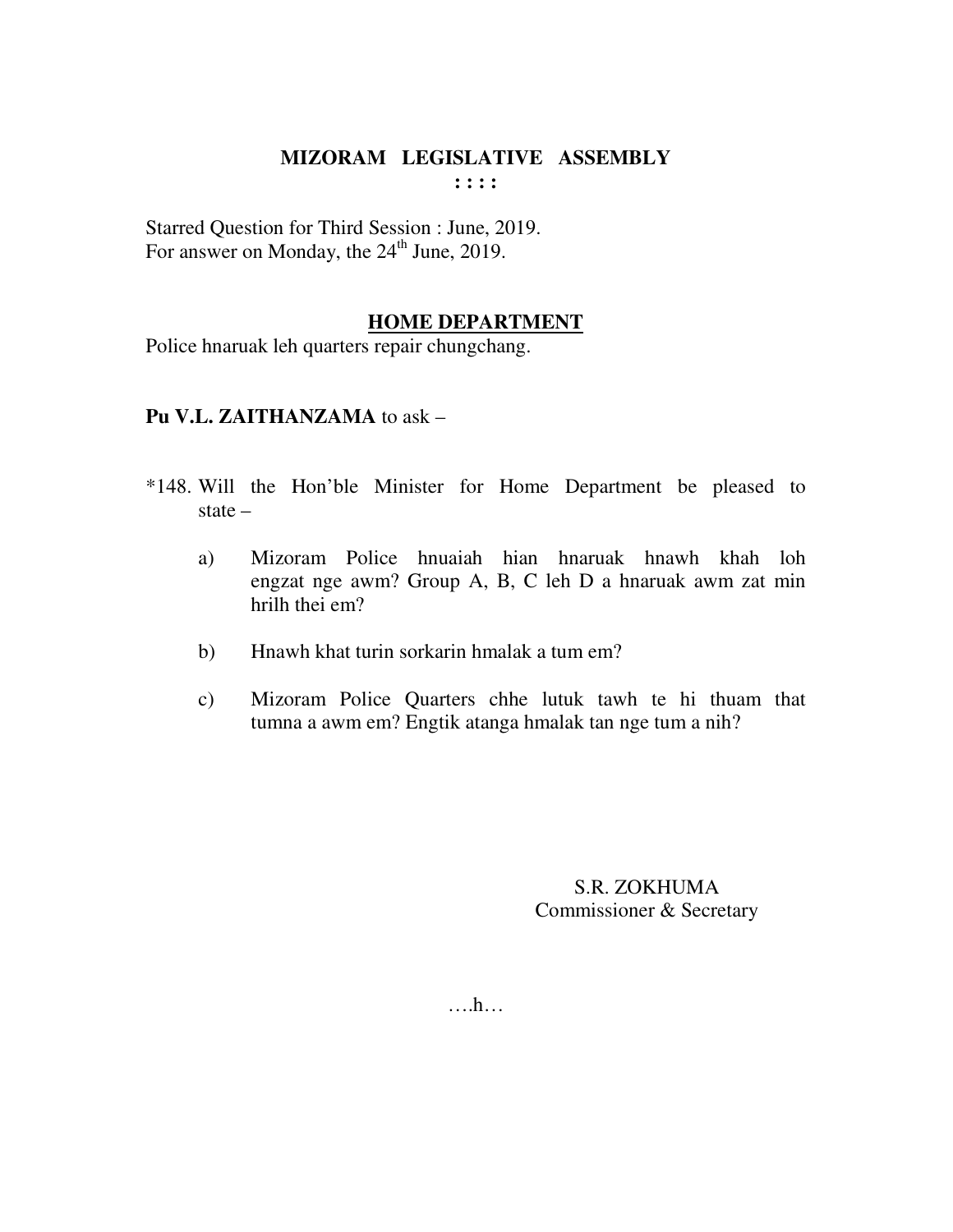# MIZORAM LEGISLATIVE ASSEMBLY

: : : :

Starred Question for Third Session : June, 2019.
For answer on Monday, the 24th June, 2019.

## HOME DEPARTMENT

Police hnaruak leh quarters repair chungchang.

**Pu V.L. ZAITHANZAMA** to ask –

*148. Will the Hon'ble Minister for Home Department be pleased to state –

a) Mizoram Police hnuaiah hian hnaruak hnawh khah loh engzat nge awm? Group A, B, C leh D a hnaruak awm zat min hrilh thei em?

b) Hnawh khat turin sorkarin hmalak a tum em?

c) Mizoram Police Quarters chhe lutuk tawh te hi thuam that tumna a awm em? Engtik atanga hmalak tan nge tum a nih?

S.R. ZOKHUMA
Commissioner & Secretary

….h…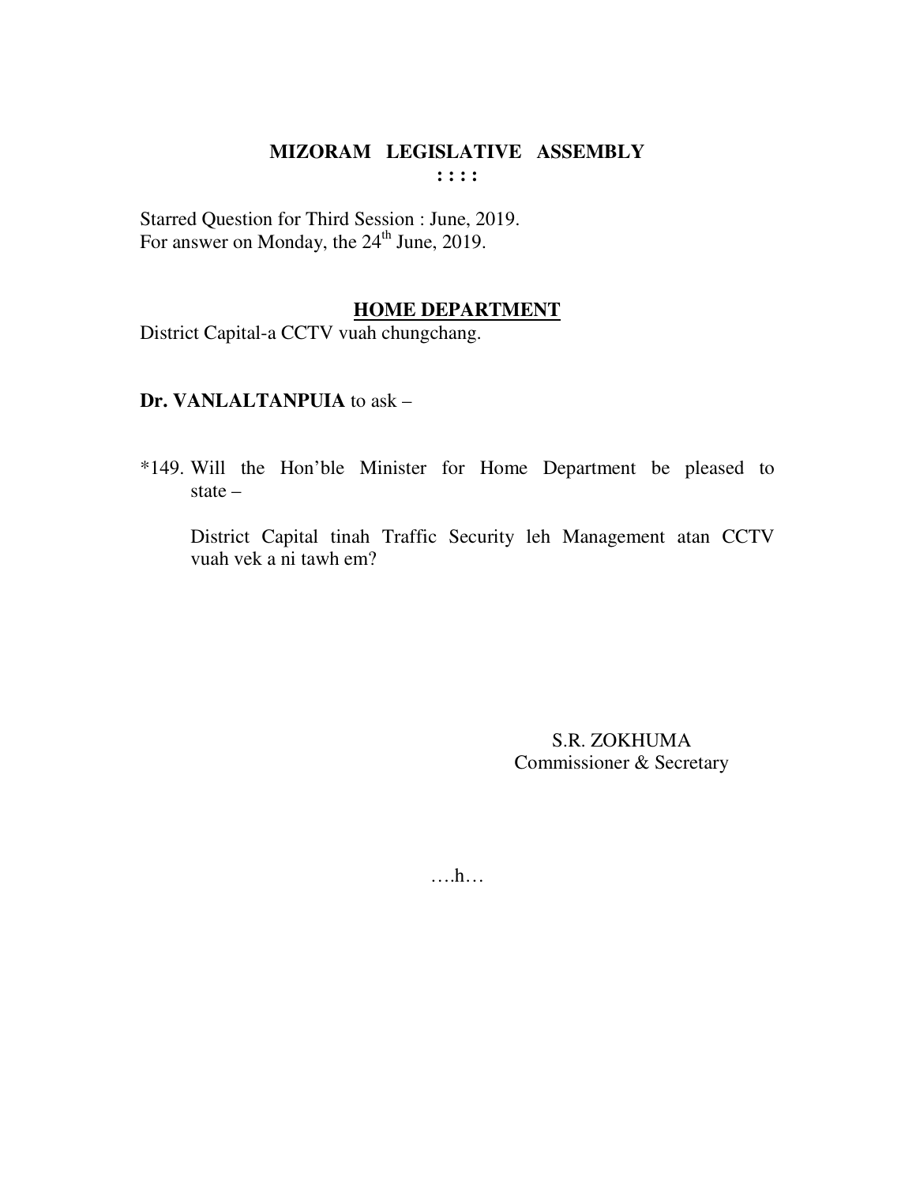# MIZORAM LEGISLATIVE ASSEMBLY

**: : : :**

Starred Question for Third Session : June, 2019.
For answer on Monday, the 24th June, 2019.

## HOME DEPARTMENT

District Capital-a CCTV vuah chungchang.

**Dr. VANLALTANPUIA** to ask –

*149. Will the Hon'ble Minister for Home Department be pleased to state –

District Capital tinah Traffic Security leh Management atan CCTV vuah vek a ni tawh em?

S.R. ZOKHUMA
Commissioner & Secretary

….h…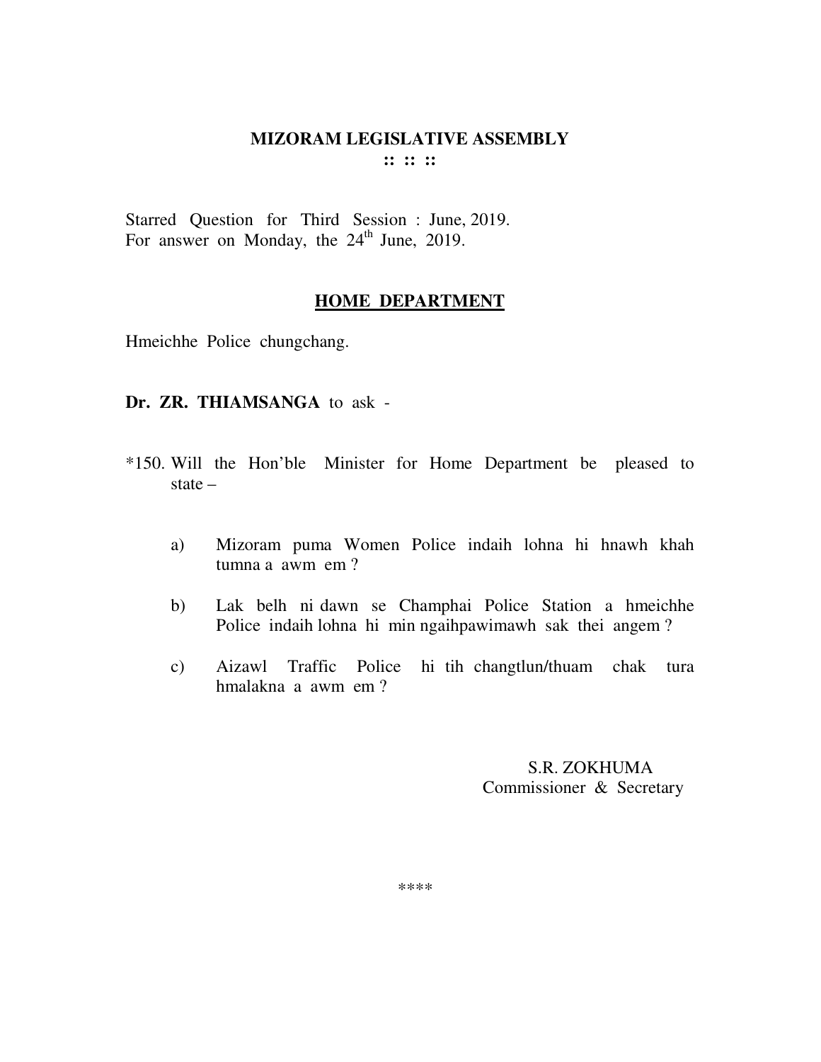# MIZORAM LEGISLATIVE ASSEMBLY

:: :: ::

Starred Question for Third Session : June, 2019.
For answer on Monday, the 24th June, 2019.

## HOME DEPARTMENT

Hmeichhe Police chungchang.

**Dr. ZR. THIAMSANGA** to ask -

*150. Will the Hon'ble Minister for Home Department be pleased to state –

a) Mizoram puma Women Police indaih lohna hi hnawh khah tumna a awm em ?

b) Lak belh ni dawn se Champhai Police Station a hmeichhe Police indaih lohna hi min ngaihpawimawh sak thei angem ?

c) Aizawl Traffic Police hi tih changtlun/thuam chak tura hmalakna a awm em ?

S.R. ZOKHUMA
Commissioner & Secretary

****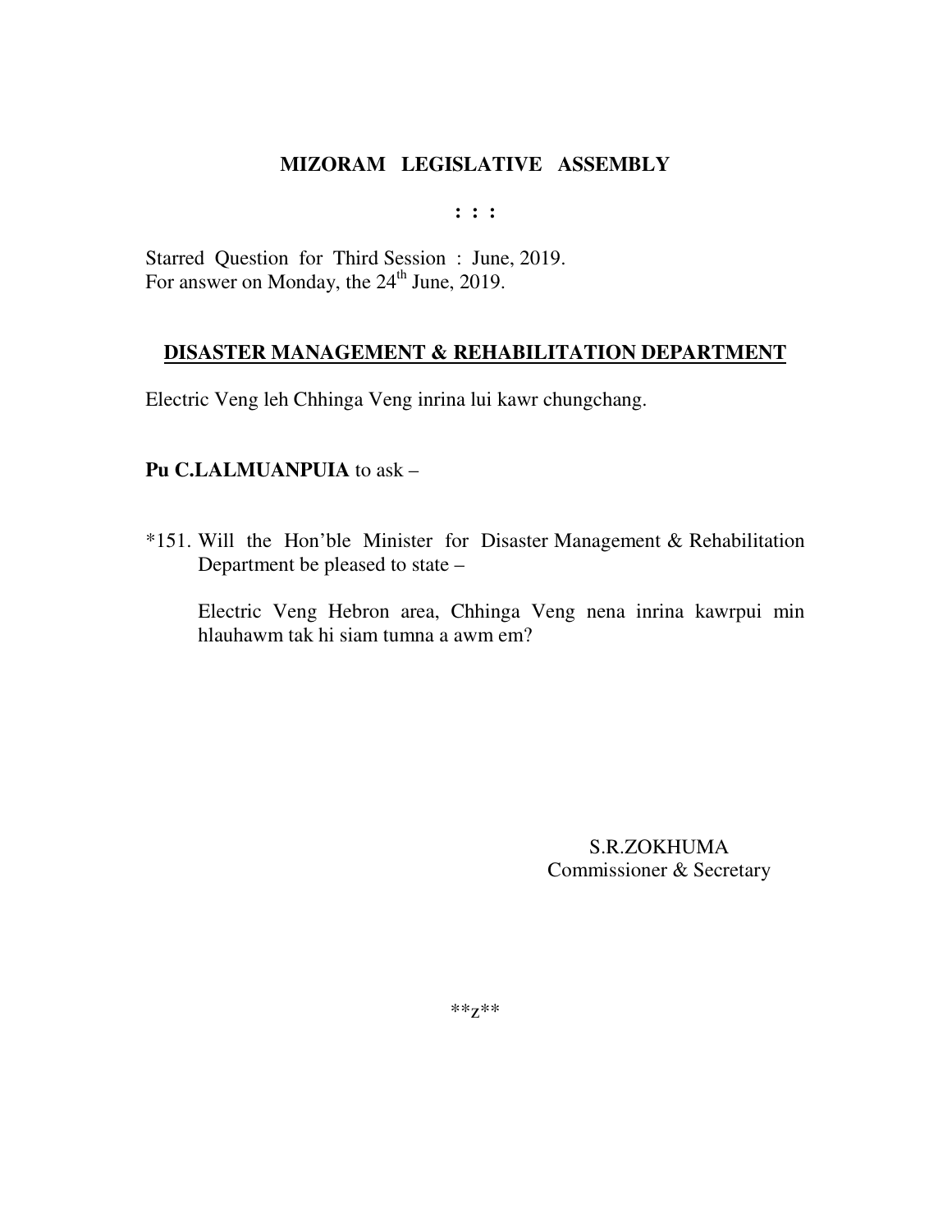# MIZORAM LEGISLATIVE ASSEMBLY

**: : :**

Starred Question for Third Session : June, 2019.
For answer on Monday, the 24th June, 2019.

## DISASTER MANAGEMENT & REHABILITATION DEPARTMENT

Electric Veng leh Chhinga Veng inrina lui kawr chungchang.

**Pu C.LALMUANPUIA** to ask –

*151. Will the Hon'ble Minister for Disaster Management & Rehabilitation Department be pleased to state –

Electric Veng Hebron area, Chhinga Veng nena inrina kawrpui min hlauhawm tak hi siam tumna a awm em?

S.R.ZOKHUMA
Commissioner & Secretary

**z**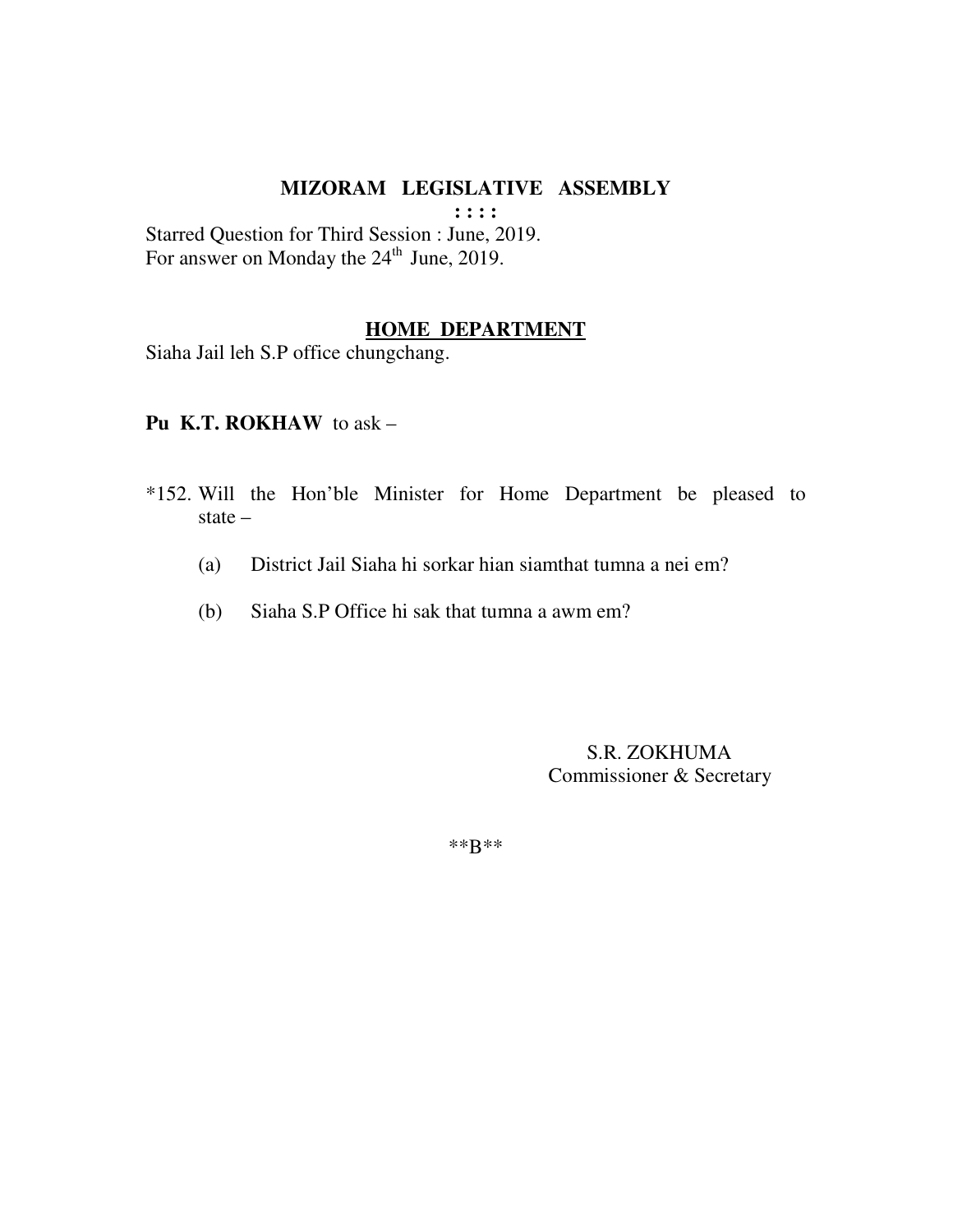# MIZORAM LEGISLATIVE ASSEMBLY

**: : : :**

Starred Question for Third Session : June, 2019.
For answer on Monday the 24th June, 2019.

## HOME DEPARTMENT

Siaha Jail leh S.P office chungchang.

**Pu K.T. ROKHAW** to ask –

*152. Will the Hon'ble Minister for Home Department be pleased to state –

(a) District Jail Siaha hi sorkar hian siamthat tumna a nei em?

(b) Siaha S.P Office hi sak that tumna a awm em?

S.R. ZOKHUMA
Commissioner & Secretary

**B**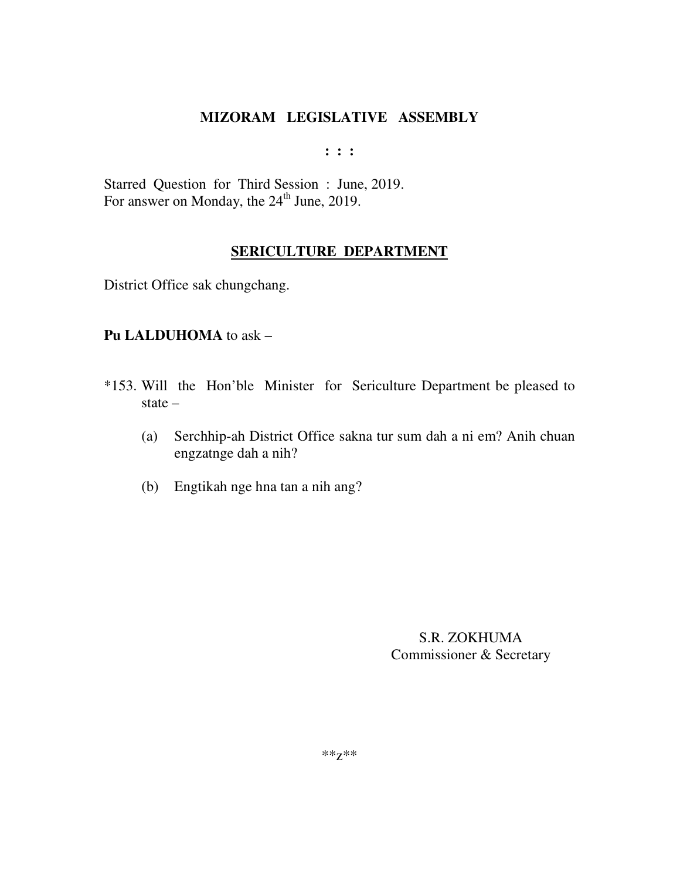# MIZORAM LEGISLATIVE ASSEMBLY

**: : :**

Starred Question for Third Session : June, 2019.
For answer on Monday, the 24th June, 2019.

## SERICULTURE DEPARTMENT

District Office sak chungchang.

**Pu LALDUHOMA** to ask –

*153. Will the Hon'ble Minister for Sericulture Department be pleased to state –

(a) Serchhip-ah District Office sakna tur sum dah a ni em? Anih chuan engzatnge dah a nih?

(b) Engtikah nge hna tan a nih ang?

S.R. ZOKHUMA
Commissioner & Secretary

**z**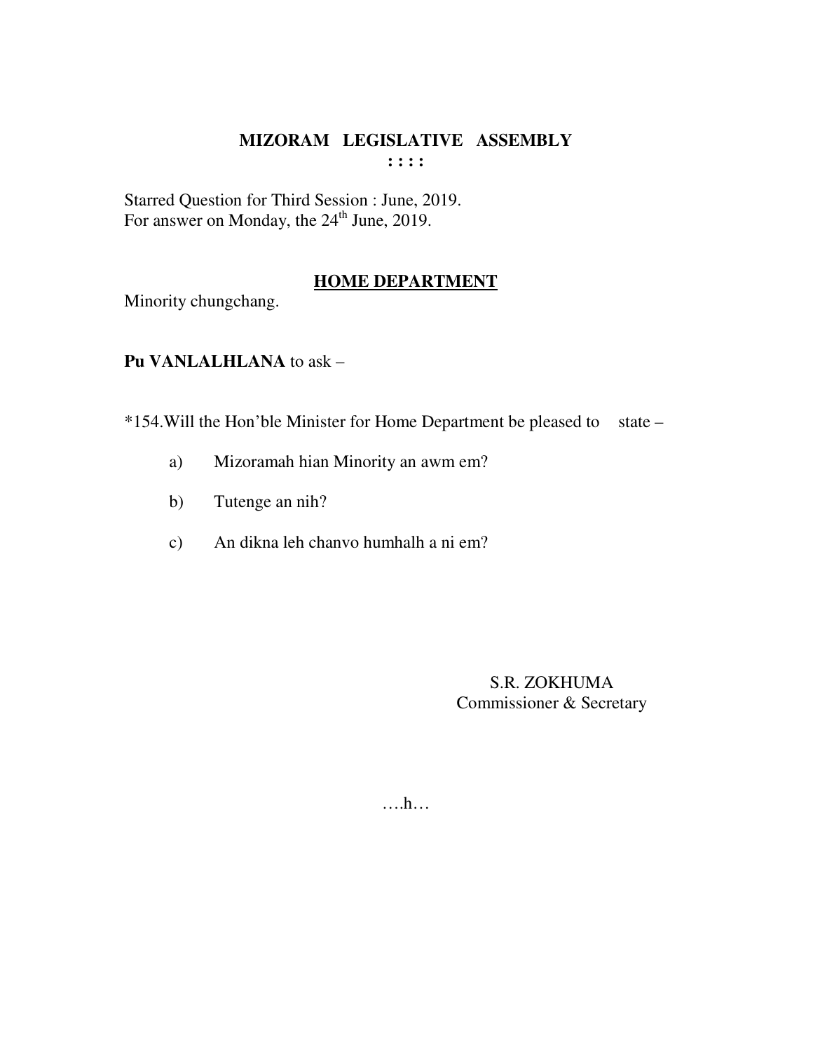# MIZORAM LEGISLATIVE ASSEMBLY

**: : : :**

Starred Question for Third Session : June, 2019.
For answer on Monday, the 24th June, 2019.

## HOME DEPARTMENT

Minority chungchang.

**Pu VANLALHLANA** to ask –

*154.Will the Hon'ble Minister for Home Department be pleased to state –

a) Mizoramah hian Minority an awm em?

b) Tutenge an nih?

c) An dikna leh chanvo humhalh a ni em?

S.R. ZOKHUMA
Commissioner & Secretary

….h…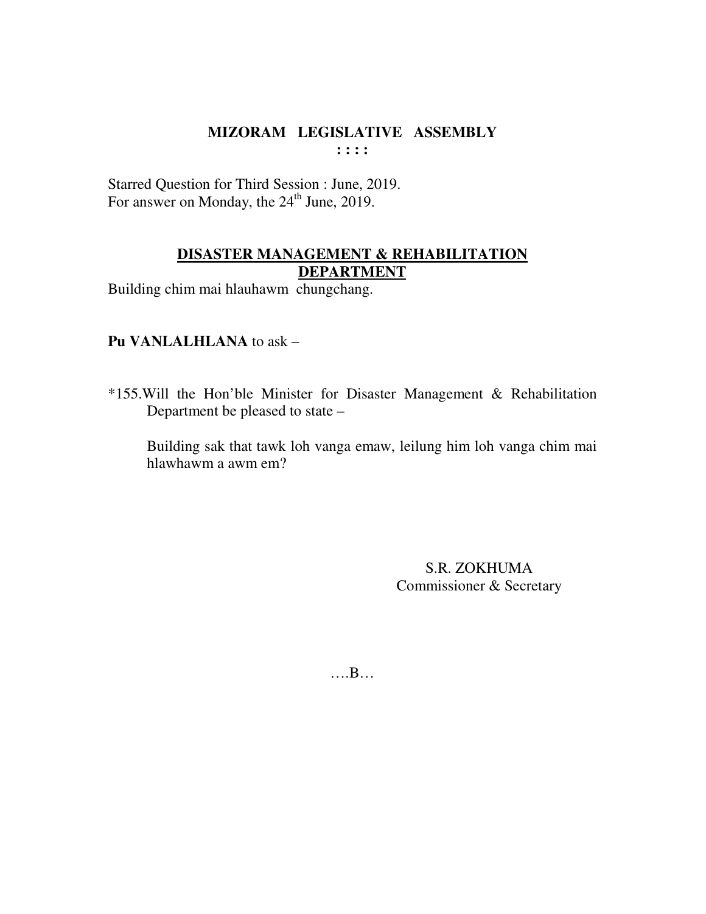**MIZORAM LEGISLATIVE ASSEMBLY**

**: : : :**

Starred Question for Third Session : June, 2019.
For answer on Monday, the 24th June, 2019.

**DISASTER MANAGEMENT & REHABILITATION DEPARTMENT**

Building chim mai hlauhawm chungchang.

**Pu VANLALHLANA** to ask –

*155. Will the Hon'ble Minister for Disaster Management & Rehabilitation Department be pleased to state –

Building sak that tawk loh vanga emaw, leilung him loh vanga chim mai hlawhawm a awm em?

S.R. ZOKHUMA
Commissioner & Secretary

….B…